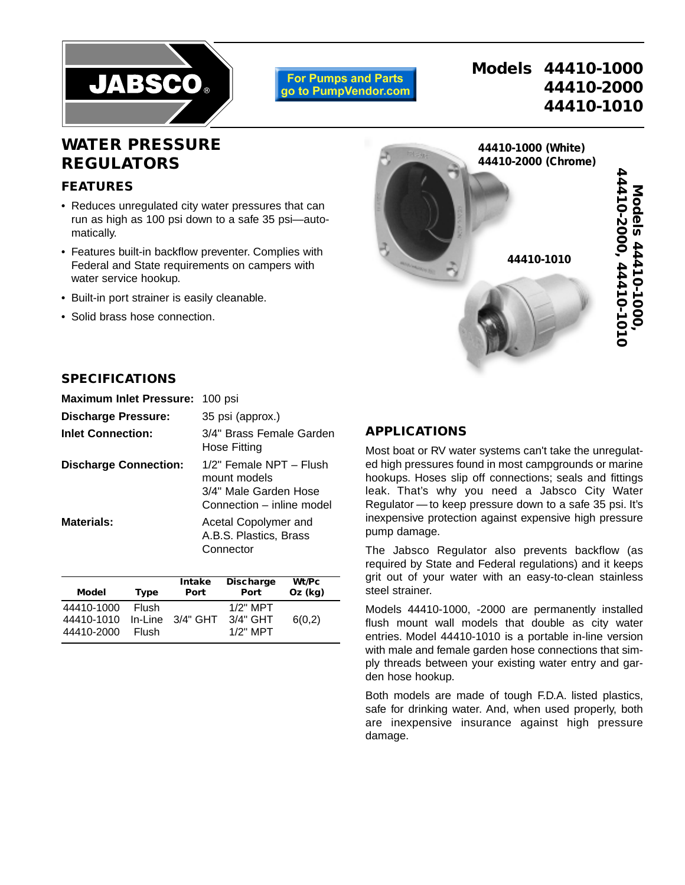JABSCO®

For Pumps and Parts go to PumpVendor.com

# Models 44410-1000 44410-2000 44410-1010

## WATER PRESSURE REGULATORS

### FEATURES

- Reduces unregulated city water pressures that can run as high as 100 psi down to a safe 35 psi—automatically.
- Features built-in backflow preventer. Complies with Federal and State requirements on campers with water service hookup.
- Built-in port strainer is easily cleanable.
- Solid brass hose connection.

44410-1000 (White)
44410-2000 (Chrome)

44410-1010

Models 44410-1000, 44410-2000, 44410-1010

### SPECIFICATIONS

**Maximum Inlet Pressure:** 100 psi

**Discharge Pressure:** 35 psi (approx.)

**Inlet Connection:** 3/4" Brass Female Garden Hose Fitting

**Discharge Connection:** 1/2" Female NPT – Flush mount models
3/4" Male Garden Hose Connection – inline model

**Materials:** Acetal Copolymer and A.B.S. Plastics, Brass Connector

| Model | Type | Intake Port | Discharge Port | Wt/Pc Oz (kg) |
|---|---|---|---|---|
| 44410-1000 | Flush | | 1/2" MPT | |
| 44410-1010 | In-Line | 3/4" GHT | 3/4" GHT | 6(0,2) |
| 44410-2000 | Flush | | 1/2" MPT | |

### APPLICATIONS

Most boat or RV water systems can't take the unregulated high pressures found in most campgrounds or marine hookups. Hoses slip off connections; seals and fittings leak. That's why you need a Jabsco City Water Regulator — to keep pressure down to a safe 35 psi. It's inexpensive protection against expensive high pressure pump damage.

The Jabsco Regulator also prevents backflow (as required by State and Federal regulations) and it keeps grit out of your water with an easy-to-clean stainless steel strainer.

Models 44410-1000, -2000 are permanently installed flush mount wall models that double as city water entries. Model 44410-1010 is a portable in-line version with male and female garden hose connections that simply threads between your existing water entry and garden hose hookup.

Both models are made of tough F.D.A. listed plastics, safe for drinking water. And, when used properly, both are inexpensive insurance against high pressure damage.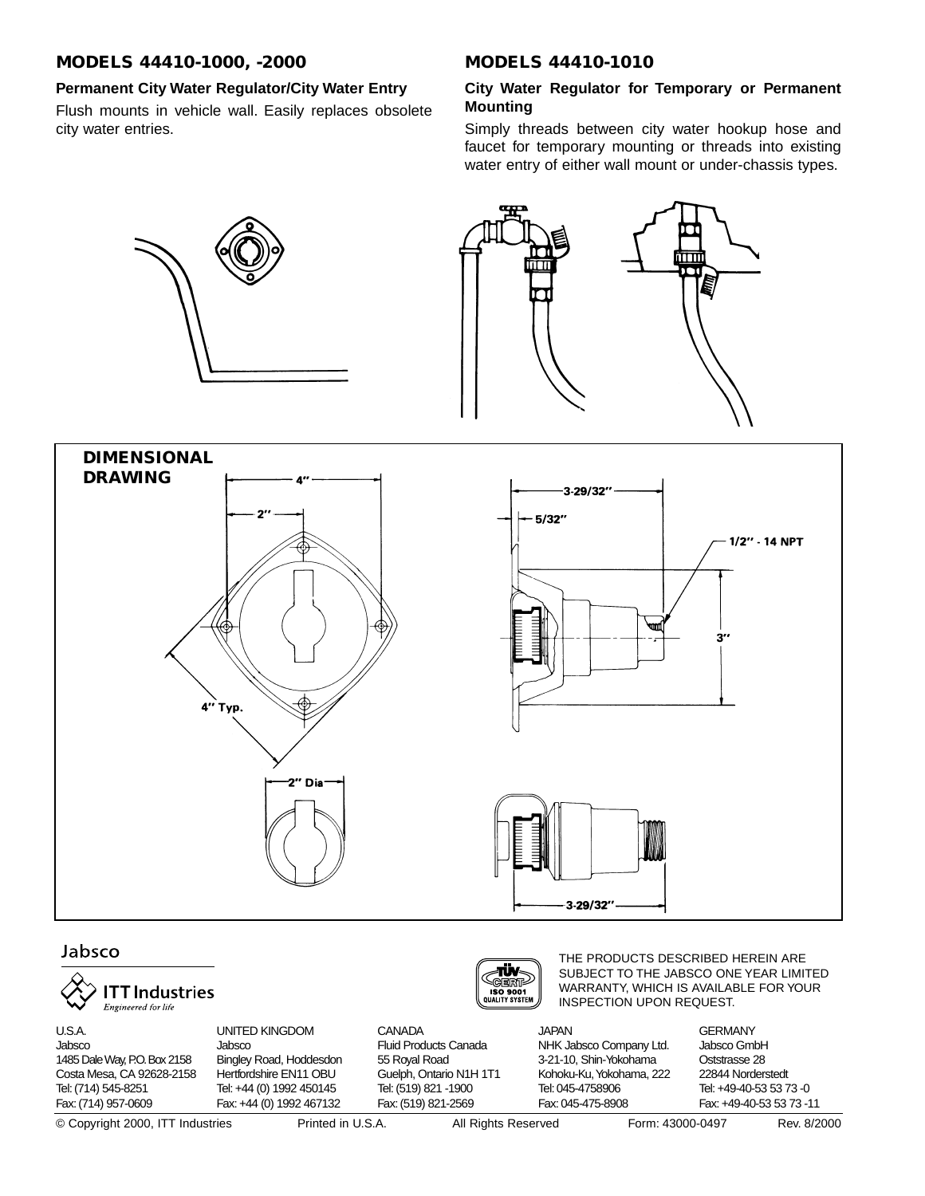## MODELS 44410-1000, -2000

**Permanent City Water Regulator/City Water Entry**

Flush mounts in vehicle wall. Easily replaces obsolete city water entries.

## MODELS 44410-1010

**City Water Regulator for Temporary or Permanent Mounting**

Simply threads between city water hookup hose and faucet for temporary mounting or threads into existing water entry of either wall mount or under-chassis types.

## DIMENSIONAL DRAWING

4"

2"

4" Typ.

2" Dia

3-29/32"

5/32"

1/2" - 14 NPT

3"

3-29/32"

Jabsco

ITT Industries
*Engineered for life*

THE PRODUCTS DESCRIBED HEREIN ARE SUBJECT TO THE JABSCO ONE YEAR LIMITED WARRANTY, WHICH IS AVAILABLE FOR YOUR INSPECTION UPON REQUEST.

| U.S.A. | UNITED KINGDOM | CANADA | JAPAN | GERMANY |
|---|---|---|---|---|
| Jabsco | Jabsco | Fluid Products Canada | NHK Jabsco Company Ltd. | Jabsco GmbH |
| 1485 Dale Way, P.O. Box 2158 | Bingley Road, Hoddesdon | 55 Royal Road | 3-21-10, Shin-Yokohama | Oststrasse 28 |
| Costa Mesa, CA 92628-2158 | Hertfordshire EN11 OBU | Guelph, Ontario N1H 1T1 | Kohoku-Ku, Yokohama, 222 | 22844 Norderstedt |
| Tel: (714) 545-8251 | Tel: +44 (0) 1992 450145 | Tel: (519) 821 -1900 | Tel: 045-4758906 | Tel: +49-40-53 53 73 -0 |
| Fax: (714) 957-0609 | Fax: +44 (0) 1992 467132 | Fax: (519) 821-2569 | Fax: 045-475-8908 | Fax: +49-40-53 53 73 -11 |

© Copyright 2000, ITT Industries Printed in U.S.A. All Rights Reserved Form: 43000-0497 Rev. 8/2000